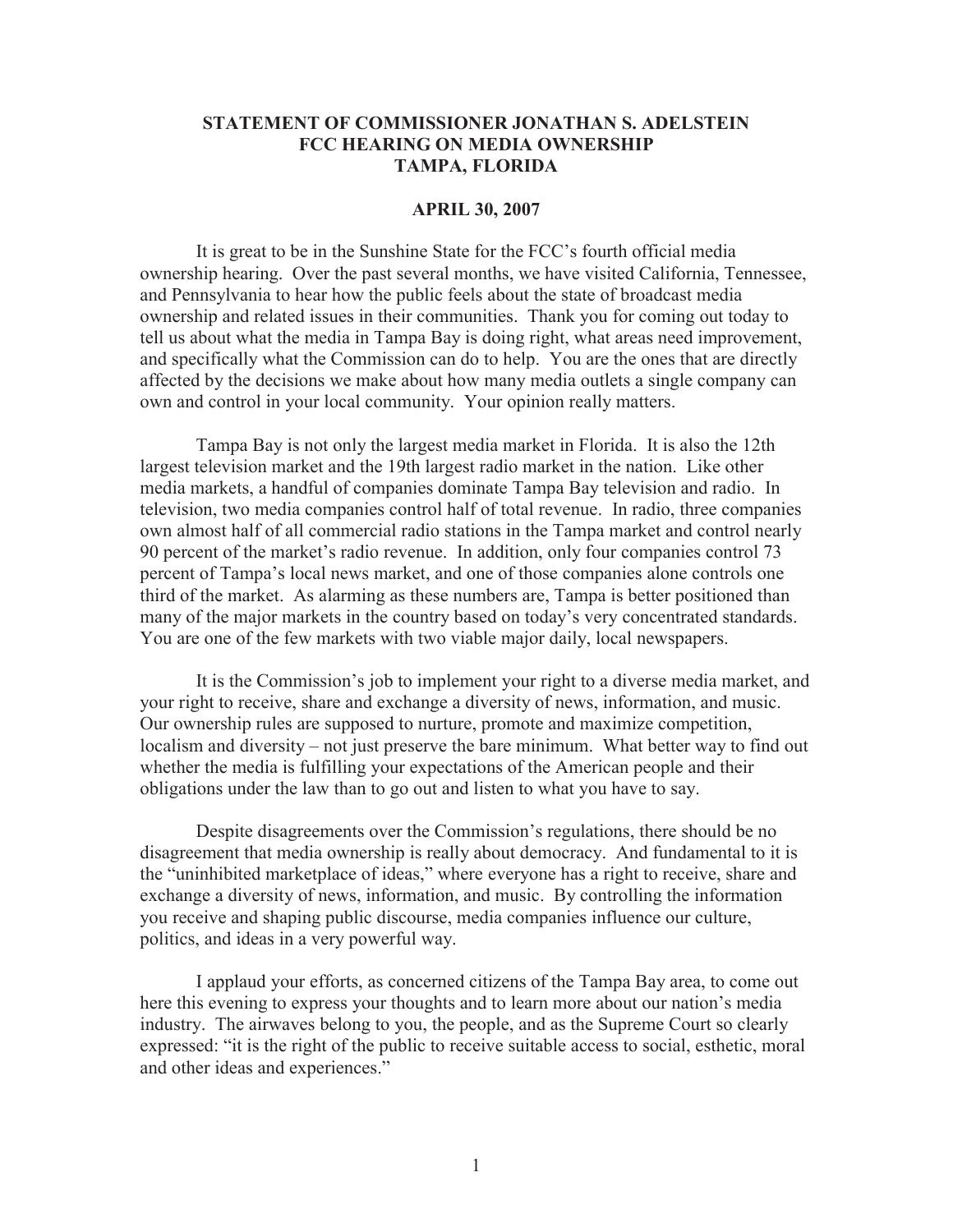# STATEMENT OF COMMISSIONER JONATHAN S. ADELSTEIN
# FCC HEARING ON MEDIA OWNERSHIP
# TAMPA, FLORIDA

**APRIL 30, 2007**

It is great to be in the Sunshine State for the FCC's fourth official media ownership hearing. Over the past several months, we have visited California, Tennessee, and Pennsylvania to hear how the public feels about the state of broadcast media ownership and related issues in their communities. Thank you for coming out today to tell us about what the media in Tampa Bay is doing right, what areas need improvement, and specifically what the Commission can do to help. You are the ones that are directly affected by the decisions we make about how many media outlets a single company can own and control in your local community. Your opinion really matters.

Tampa Bay is not only the largest media market in Florida. It is also the 12th largest television market and the 19th largest radio market in the nation. Like other media markets, a handful of companies dominate Tampa Bay television and radio. In television, two media companies control half of total revenue. In radio, three companies own almost half of all commercial radio stations in the Tampa market and control nearly 90 percent of the market's radio revenue. In addition, only four companies control 73 percent of Tampa's local news market, and one of those companies alone controls one third of the market. As alarming as these numbers are, Tampa is better positioned than many of the major markets in the country based on today's very concentrated standards. You are one of the few markets with two viable major daily, local newspapers.

It is the Commission's job to implement your right to a diverse media market, and your right to receive, share and exchange a diversity of news, information, and music. Our ownership rules are supposed to nurture, promote and maximize competition, localism and diversity – not just preserve the bare minimum. What better way to find out whether the media is fulfilling your expectations of the American people and their obligations under the law than to go out and listen to what you have to say.

Despite disagreements over the Commission's regulations, there should be no disagreement that media ownership is really about democracy. And fundamental to it is the "uninhibited marketplace of ideas," where everyone has a right to receive, share and exchange a diversity of news, information, and music. By controlling the information you receive and shaping public discourse, media companies influence our culture, politics, and ideas in a very powerful way.

I applaud your efforts, as concerned citizens of the Tampa Bay area, to come out here this evening to express your thoughts and to learn more about our nation's media industry. The airwaves belong to you, the people, and as the Supreme Court so clearly expressed: "it is the right of the public to receive suitable access to social, esthetic, moral and other ideas and experiences."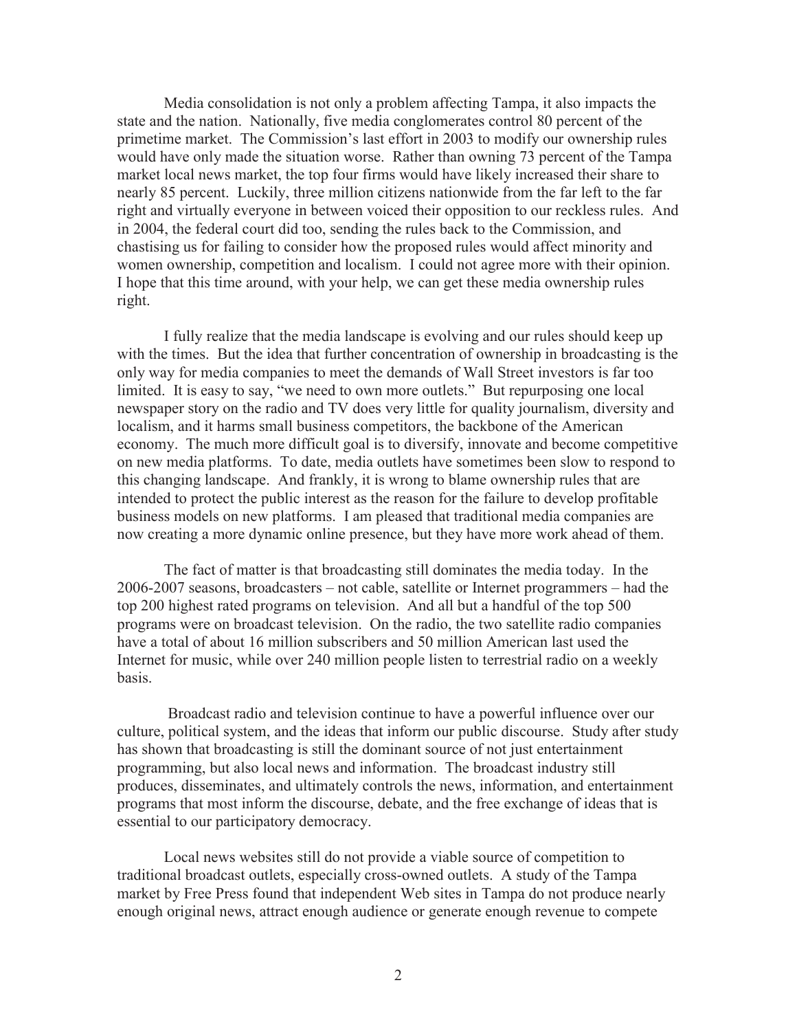Media consolidation is not only a problem affecting Tampa, it also impacts the state and the nation. Nationally, five media conglomerates control 80 percent of the primetime market. The Commission's last effort in 2003 to modify our ownership rules would have only made the situation worse. Rather than owning 73 percent of the Tampa market local news market, the top four firms would have likely increased their share to nearly 85 percent. Luckily, three million citizens nationwide from the far left to the far right and virtually everyone in between voiced their opposition to our reckless rules. And in 2004, the federal court did too, sending the rules back to the Commission, and chastising us for failing to consider how the proposed rules would affect minority and women ownership, competition and localism. I could not agree more with their opinion. I hope that this time around, with your help, we can get these media ownership rules right.

I fully realize that the media landscape is evolving and our rules should keep up with the times. But the idea that further concentration of ownership in broadcasting is the only way for media companies to meet the demands of Wall Street investors is far too limited. It is easy to say, "we need to own more outlets." But repurposing one local newspaper story on the radio and TV does very little for quality journalism, diversity and localism, and it harms small business competitors, the backbone of the American economy. The much more difficult goal is to diversify, innovate and become competitive on new media platforms. To date, media outlets have sometimes been slow to respond to this changing landscape. And frankly, it is wrong to blame ownership rules that are intended to protect the public interest as the reason for the failure to develop profitable business models on new platforms. I am pleased that traditional media companies are now creating a more dynamic online presence, but they have more work ahead of them.

The fact of matter is that broadcasting still dominates the media today. In the 2006-2007 seasons, broadcasters – not cable, satellite or Internet programmers – had the top 200 highest rated programs on television. And all but a handful of the top 500 programs were on broadcast television. On the radio, the two satellite radio companies have a total of about 16 million subscribers and 50 million American last used the Internet for music, while over 240 million people listen to terrestrial radio on a weekly basis.

Broadcast radio and television continue to have a powerful influence over our culture, political system, and the ideas that inform our public discourse. Study after study has shown that broadcasting is still the dominant source of not just entertainment programming, but also local news and information. The broadcast industry still produces, disseminates, and ultimately controls the news, information, and entertainment programs that most inform the discourse, debate, and the free exchange of ideas that is essential to our participatory democracy.

Local news websites still do not provide a viable source of competition to traditional broadcast outlets, especially cross-owned outlets. A study of the Tampa market by Free Press found that independent Web sites in Tampa do not produce nearly enough original news, attract enough audience or generate enough revenue to compete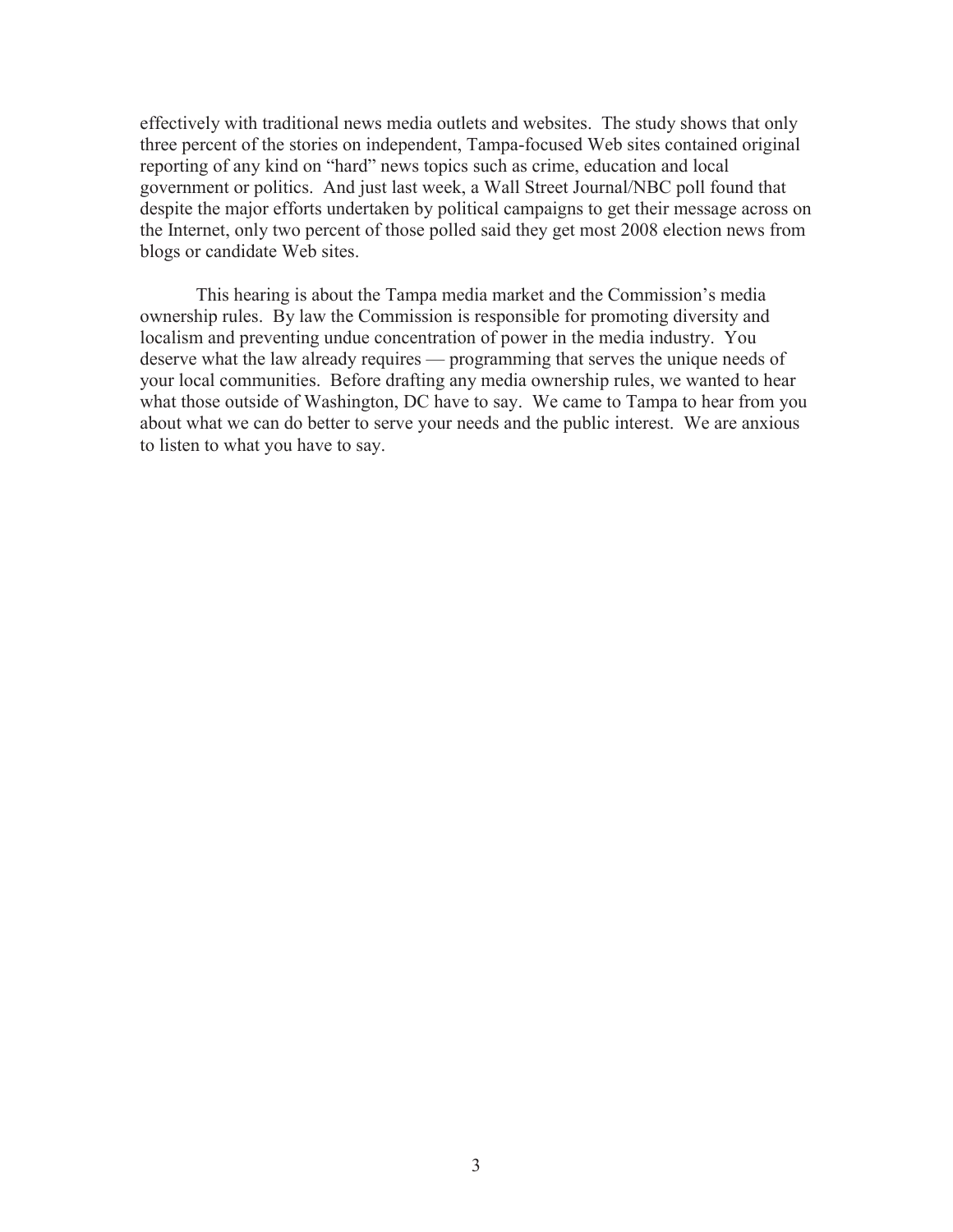effectively with traditional news media outlets and websites. The study shows that only three percent of the stories on independent, Tampa-focused Web sites contained original reporting of any kind on "hard" news topics such as crime, education and local government or politics. And just last week, a Wall Street Journal/NBC poll found that despite the major efforts undertaken by political campaigns to get their message across on the Internet, only two percent of those polled said they get most 2008 election news from blogs or candidate Web sites.

This hearing is about the Tampa media market and the Commission's media ownership rules. By law the Commission is responsible for promoting diversity and localism and preventing undue concentration of power in the media industry. You deserve what the law already requires — programming that serves the unique needs of your local communities. Before drafting any media ownership rules, we wanted to hear what those outside of Washington, DC have to say. We came to Tampa to hear from you about what we can do better to serve your needs and the public interest. We are anxious to listen to what you have to say.